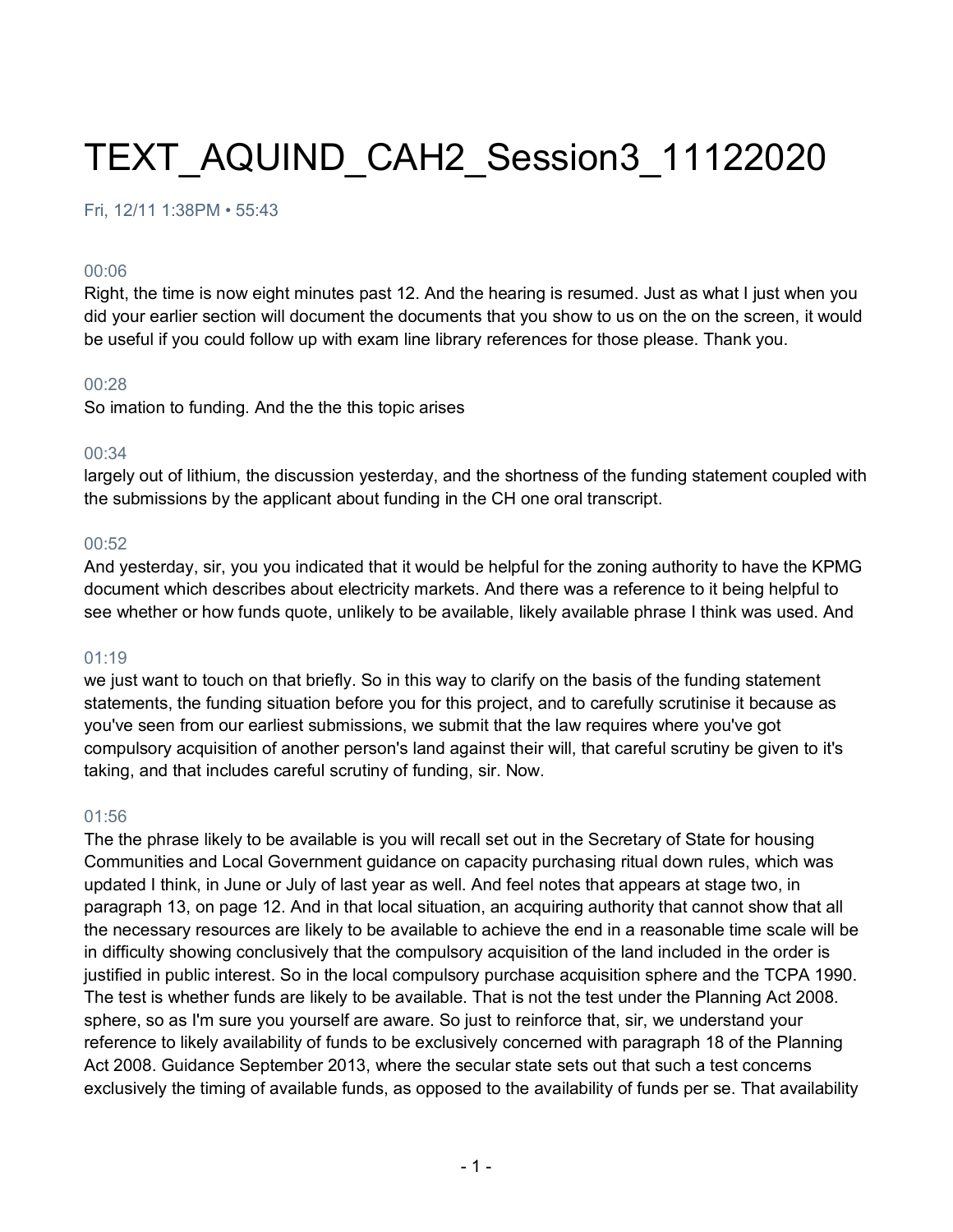# TEXT_AQUIND_CAH2_Session3_11122020

Fri, 12/11 1:38PM • 55:43

00:06

Right, the time is now eight minutes past 12. And the hearing is resumed. Just as what I just when you did your earlier section will document the documents that you show to us on the on the screen, it would be useful if you could follow up with exam line library references for those please. Thank you.

00:28

So imation to funding. And the the this topic arises

00:34

largely out of lithium, the discussion yesterday, and the shortness of the funding statement coupled with the submissions by the applicant about funding in the CH one oral transcript.

00:52

And yesterday, sir, you you indicated that it would be helpful for the zoning authority to have the KPMG document which describes about electricity markets. And there was a reference to it being helpful to see whether or how funds quote, unlikely to be available, likely available phrase I think was used. And

01:19

we just want to touch on that briefly. So in this way to clarify on the basis of the funding statement statements, the funding situation before you for this project, and to carefully scrutinise it because as you've seen from our earliest submissions, we submit that the law requires where you've got compulsory acquisition of another person's land against their will, that careful scrutiny be given to it's taking, and that includes careful scrutiny of funding, sir. Now.

01:56

The the phrase likely to be available is you will recall set out in the Secretary of State for housing Communities and Local Government guidance on capacity purchasing ritual down rules, which was updated I think, in June or July of last year as well. And feel notes that appears at stage two, in paragraph 13, on page 12. And in that local situation, an acquiring authority that cannot show that all the necessary resources are likely to be available to achieve the end in a reasonable time scale will be in difficulty showing conclusively that the compulsory acquisition of the land included in the order is justified in public interest. So in the local compulsory purchase acquisition sphere and the TCPA 1990. The test is whether funds are likely to be available. That is not the test under the Planning Act 2008. sphere, so as I'm sure you yourself are aware. So just to reinforce that, sir, we understand your reference to likely availability of funds to be exclusively concerned with paragraph 18 of the Planning Act 2008. Guidance September 2013, where the secular state sets out that such a test concerns exclusively the timing of available funds, as opposed to the availability of funds per se. That availability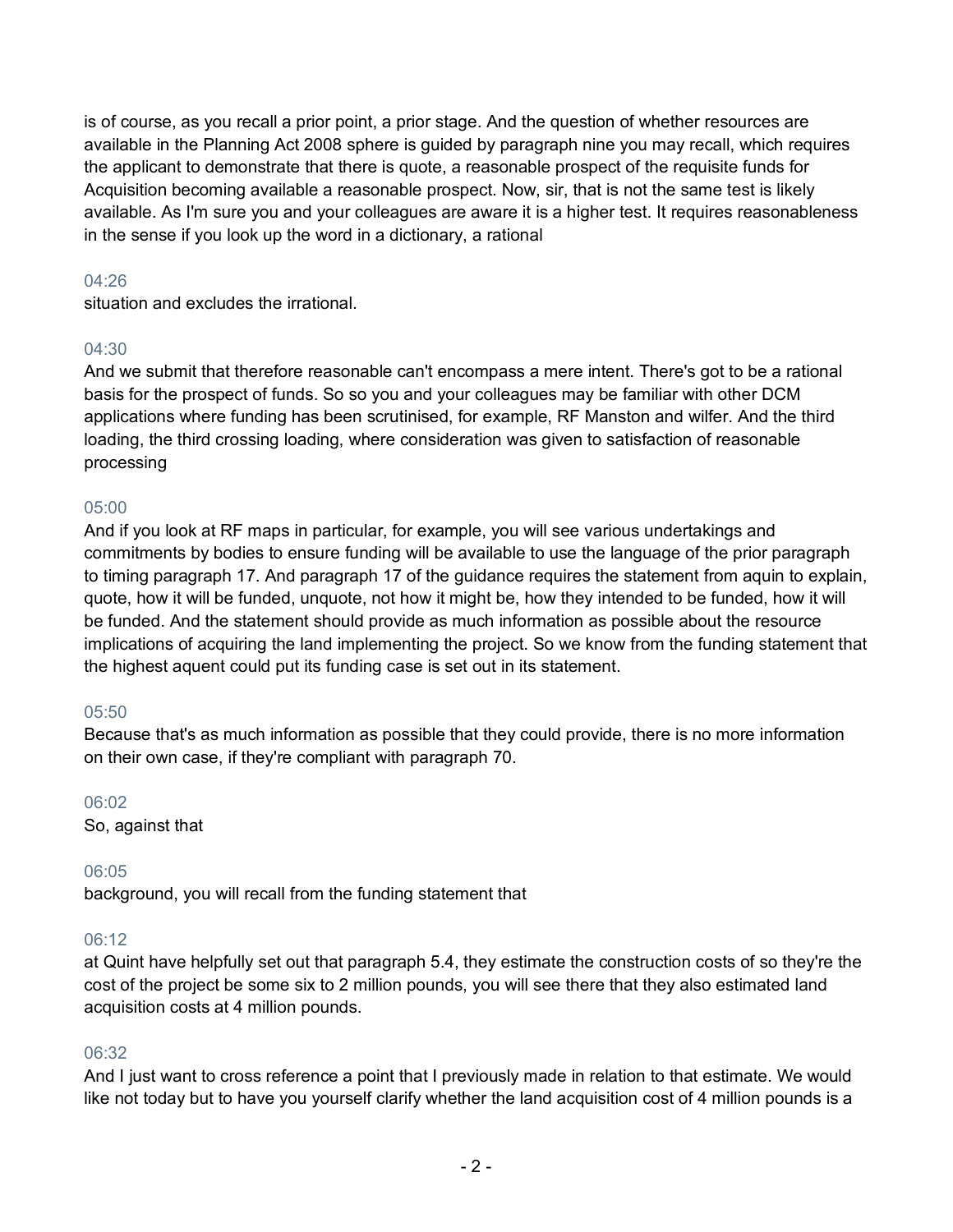is of course, as you recall a prior point, a prior stage. And the question of whether resources are available in the Planning Act 2008 sphere is guided by paragraph nine you may recall, which requires the applicant to demonstrate that there is quote, a reasonable prospect of the requisite funds for Acquisition becoming available a reasonable prospect. Now, sir, that is not the same test is likely available. As I'm sure you and your colleagues are aware it is a higher test. It requires reasonableness in the sense if you look up the word in a dictionary, a rational

04:26
situation and excludes the irrational.

04:30
And we submit that therefore reasonable can't encompass a mere intent. There's got to be a rational basis for the prospect of funds. So so you and your colleagues may be familiar with other DCM applications where funding has been scrutinised, for example, RF Manston and wilfer. And the third loading, the third crossing loading, where consideration was given to satisfaction of reasonable processing

05:00
And if you look at RF maps in particular, for example, you will see various undertakings and commitments by bodies to ensure funding will be available to use the language of the prior paragraph to timing paragraph 17. And paragraph 17 of the guidance requires the statement from aquin to explain, quote, how it will be funded, unquote, not how it might be, how they intended to be funded, how it will be funded. And the statement should provide as much information as possible about the resource implications of acquiring the land implementing the project. So we know from the funding statement that the highest aquent could put its funding case is set out in its statement.

05:50
Because that's as much information as possible that they could provide, there is no more information on their own case, if they're compliant with paragraph 70.

06:02
So, against that

06:05
background, you will recall from the funding statement that

06:12
at Quint have helpfully set out that paragraph 5.4, they estimate the construction costs of so they're the cost of the project be some six to 2 million pounds, you will see there that they also estimated land acquisition costs at 4 million pounds.

06:32
And I just want to cross reference a point that I previously made in relation to that estimate. We would like not today but to have you yourself clarify whether the land acquisition cost of 4 million pounds is a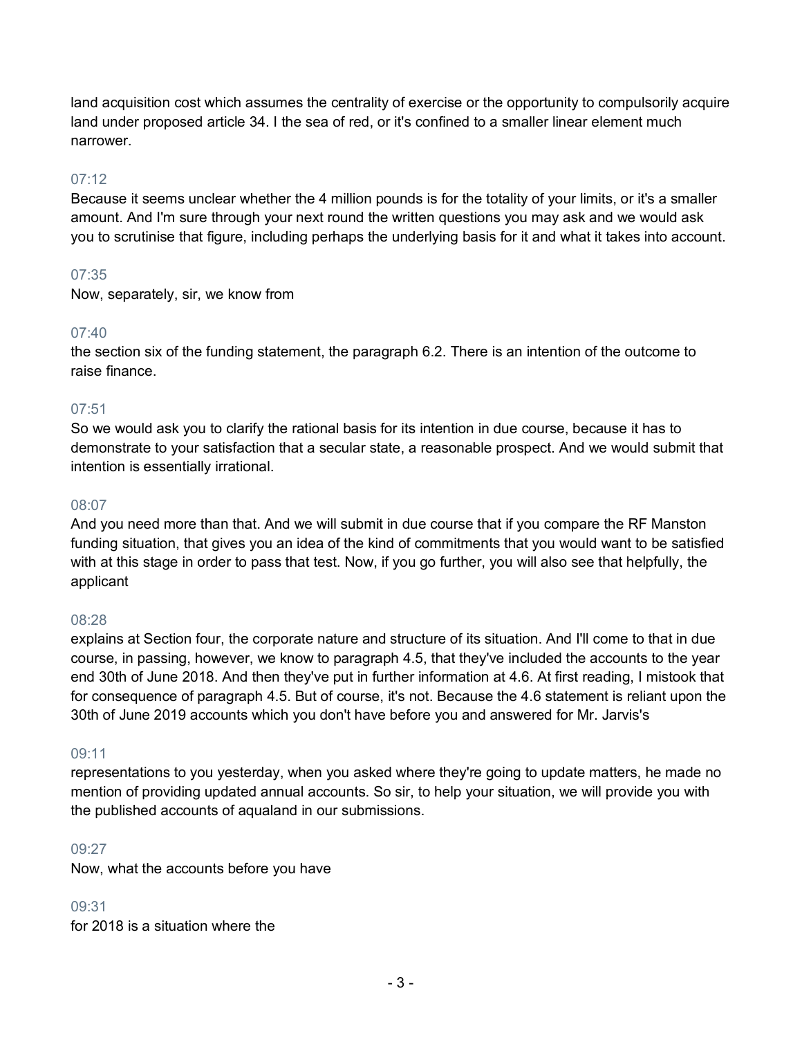land acquisition cost which assumes the centrality of exercise or the opportunity to compulsorily acquire land under proposed article 34. I the sea of red, or it's confined to a smaller linear element much narrower.

07:12

Because it seems unclear whether the 4 million pounds is for the totality of your limits, or it's a smaller amount. And I'm sure through your next round the written questions you may ask and we would ask you to scrutinise that figure, including perhaps the underlying basis for it and what it takes into account.

07:35

Now, separately, sir, we know from

07:40

the section six of the funding statement, the paragraph 6.2. There is an intention of the outcome to raise finance.

07:51

So we would ask you to clarify the rational basis for its intention in due course, because it has to demonstrate to your satisfaction that a secular state, a reasonable prospect. And we would submit that intention is essentially irrational.

08:07

And you need more than that. And we will submit in due course that if you compare the RF Manston funding situation, that gives you an idea of the kind of commitments that you would want to be satisfied with at this stage in order to pass that test. Now, if you go further, you will also see that helpfully, the applicant

08:28

explains at Section four, the corporate nature and structure of its situation. And I'll come to that in due course, in passing, however, we know to paragraph 4.5, that they've included the accounts to the year end 30th of June 2018. And then they've put in further information at 4.6. At first reading, I mistook that for consequence of paragraph 4.5. But of course, it's not. Because the 4.6 statement is reliant upon the 30th of June 2019 accounts which you don't have before you and answered for Mr. Jarvis's

09:11

representations to you yesterday, when you asked where they're going to update matters, he made no mention of providing updated annual accounts. So sir, to help your situation, we will provide you with the published accounts of aqualand in our submissions.

09:27

Now, what the accounts before you have

09:31

for 2018 is a situation where the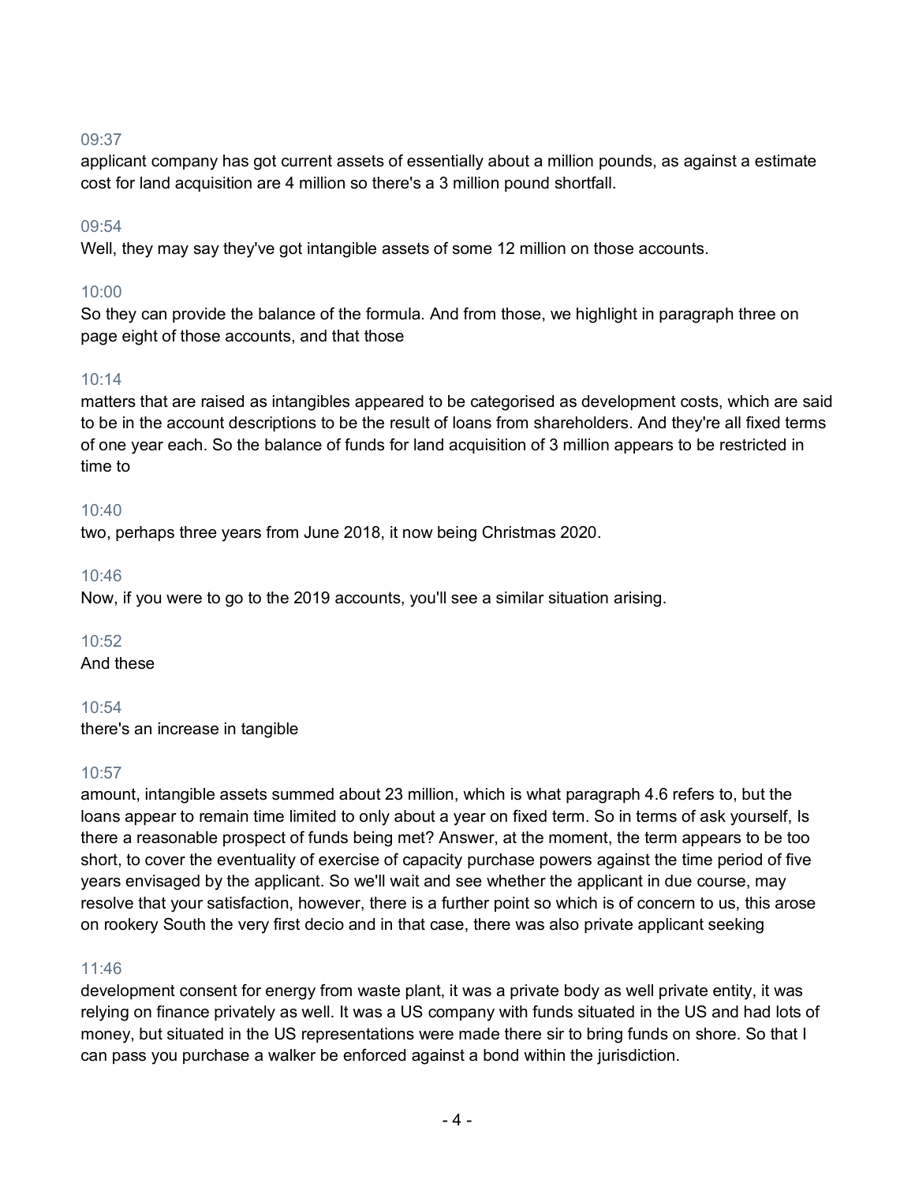09:37

applicant company has got current assets of essentially about a million pounds, as against a estimate cost for land acquisition are 4 million so there's a 3 million pound shortfall.

09:54

Well, they may say they've got intangible assets of some 12 million on those accounts.

10:00

So they can provide the balance of the formula. And from those, we highlight in paragraph three on page eight of those accounts, and that those

10:14

matters that are raised as intangibles appeared to be categorised as development costs, which are said to be in the account descriptions to be the result of loans from shareholders. And they're all fixed terms of one year each. So the balance of funds for land acquisition of 3 million appears to be restricted in time to

10:40

two, perhaps three years from June 2018, it now being Christmas 2020.

10:46

Now, if you were to go to the 2019 accounts, you'll see a similar situation arising.

10:52

And these

10:54

there's an increase in tangible

10:57

amount, intangible assets summed about 23 million, which is what paragraph 4.6 refers to, but the loans appear to remain time limited to only about a year on fixed term. So in terms of ask yourself, Is there a reasonable prospect of funds being met? Answer, at the moment, the term appears to be too short, to cover the eventuality of exercise of capacity purchase powers against the time period of five years envisaged by the applicant. So we'll wait and see whether the applicant in due course, may resolve that your satisfaction, however, there is a further point so which is of concern to us, this arose on rookery South the very first decio and in that case, there was also private applicant seeking

11:46

development consent for energy from waste plant, it was a private body as well private entity, it was relying on finance privately as well. It was a US company with funds situated in the US and had lots of money, but situated in the US representations were made there sir to bring funds on shore. So that I can pass you purchase a walker be enforced against a bond within the jurisdiction.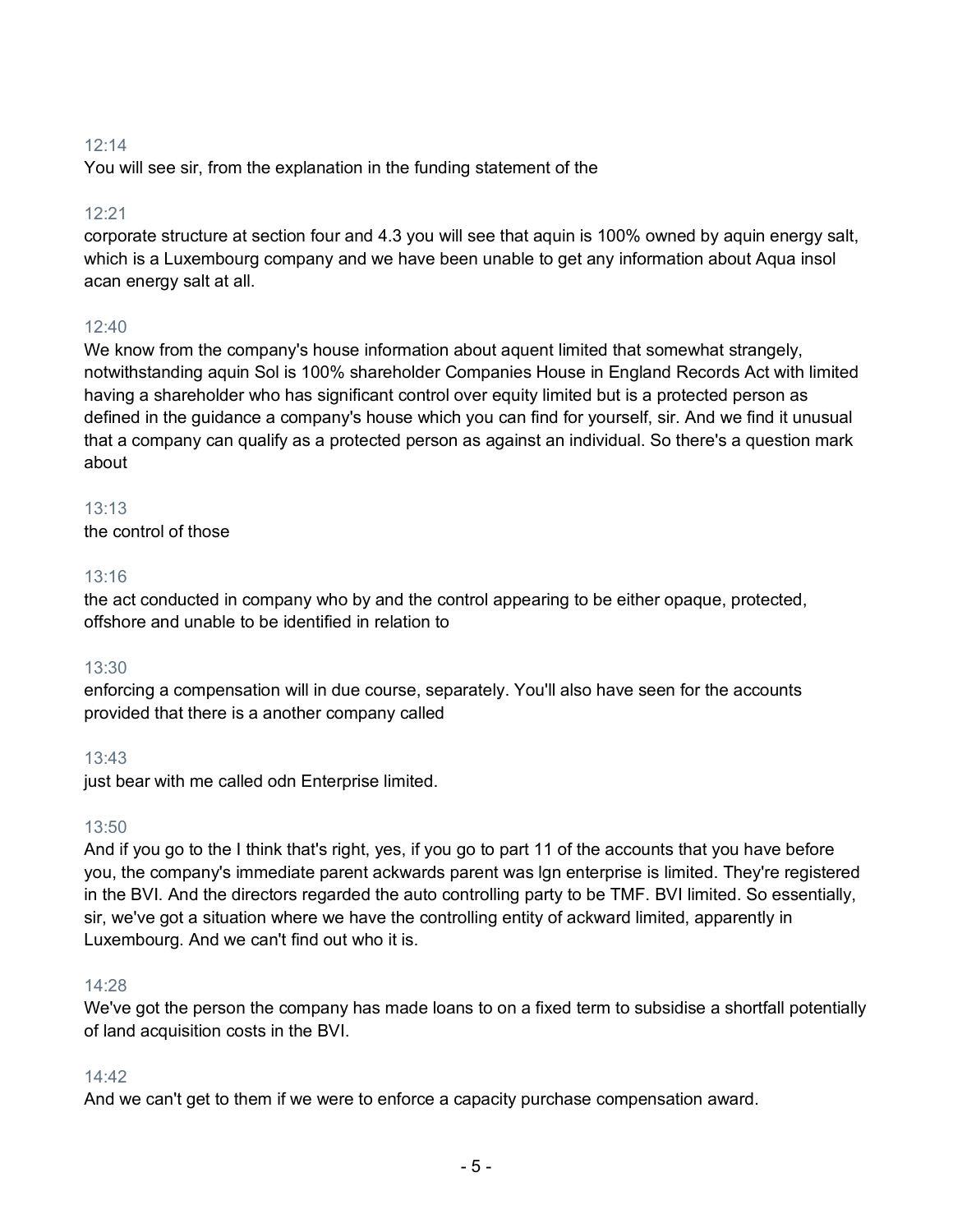12:14

You will see sir, from the explanation in the funding statement of the

12:21

corporate structure at section four and 4.3 you will see that aquin is 100% owned by aquin energy salt, which is a Luxembourg company and we have been unable to get any information about Aqua insol acan energy salt at all.

12:40

We know from the company's house information about aquent limited that somewhat strangely, notwithstanding aquin Sol is 100% shareholder Companies House in England Records Act with limited having a shareholder who has significant control over equity limited but is a protected person as defined in the guidance a company's house which you can find for yourself, sir. And we find it unusual that a company can qualify as a protected person as against an individual. So there's a question mark about

13:13

the control of those

13:16

the act conducted in company who by and the control appearing to be either opaque, protected, offshore and unable to be identified in relation to

13:30

enforcing a compensation will in due course, separately. You'll also have seen for the accounts provided that there is a another company called

13:43

just bear with me called odn Enterprise limited.

13:50

And if you go to the I think that's right, yes, if you go to part 11 of the accounts that you have before you, the company's immediate parent ackwards parent was lgn enterprise is limited. They're registered in the BVI. And the directors regarded the auto controlling party to be TMF. BVI limited. So essentially, sir, we've got a situation where we have the controlling entity of ackward limited, apparently in Luxembourg. And we can't find out who it is.

14:28

We've got the person the company has made loans to on a fixed term to subsidise a shortfall potentially of land acquisition costs in the BVI.

14:42

And we can't get to them if we were to enforce a capacity purchase compensation award.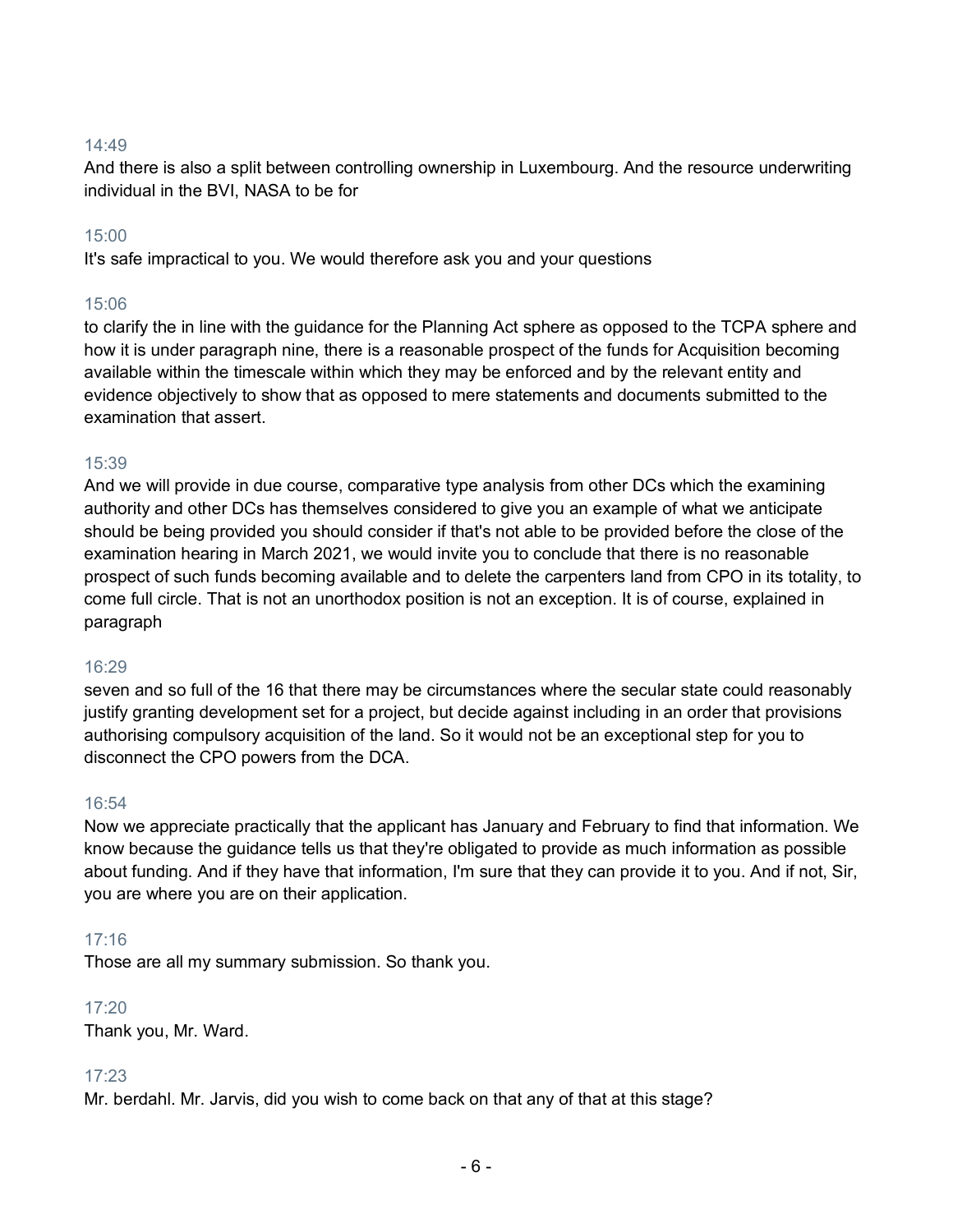14:49
And there is also a split between controlling ownership in Luxembourg. And the resource underwriting individual in the BVI, NASA to be for

15:00
It's safe impractical to you. We would therefore ask you and your questions

15:06
to clarify the in line with the guidance for the Planning Act sphere as opposed to the TCPA sphere and how it is under paragraph nine, there is a reasonable prospect of the funds for Acquisition becoming available within the timescale within which they may be enforced and by the relevant entity and evidence objectively to show that as opposed to mere statements and documents submitted to the examination that assert.

15:39
And we will provide in due course, comparative type analysis from other DCs which the examining authority and other DCs has themselves considered to give you an example of what we anticipate should be being provided you should consider if that's not able to be provided before the close of the examination hearing in March 2021, we would invite you to conclude that there is no reasonable prospect of such funds becoming available and to delete the carpenters land from CPO in its totality, to come full circle. That is not an unorthodox position is not an exception. It is of course, explained in paragraph

16:29
seven and so full of the 16 that there may be circumstances where the secular state could reasonably justify granting development set for a project, but decide against including in an order that provisions authorising compulsory acquisition of the land. So it would not be an exceptional step for you to disconnect the CPO powers from the DCA.

16:54
Now we appreciate practically that the applicant has January and February to find that information. We know because the guidance tells us that they're obligated to provide as much information as possible about funding. And if they have that information, I'm sure that they can provide it to you. And if not, Sir, you are where you are on their application.

17:16
Those are all my summary submission. So thank you.

17:20
Thank you, Mr. Ward.

17:23
Mr. berdahl. Mr. Jarvis, did you wish to come back on that any of that at this stage?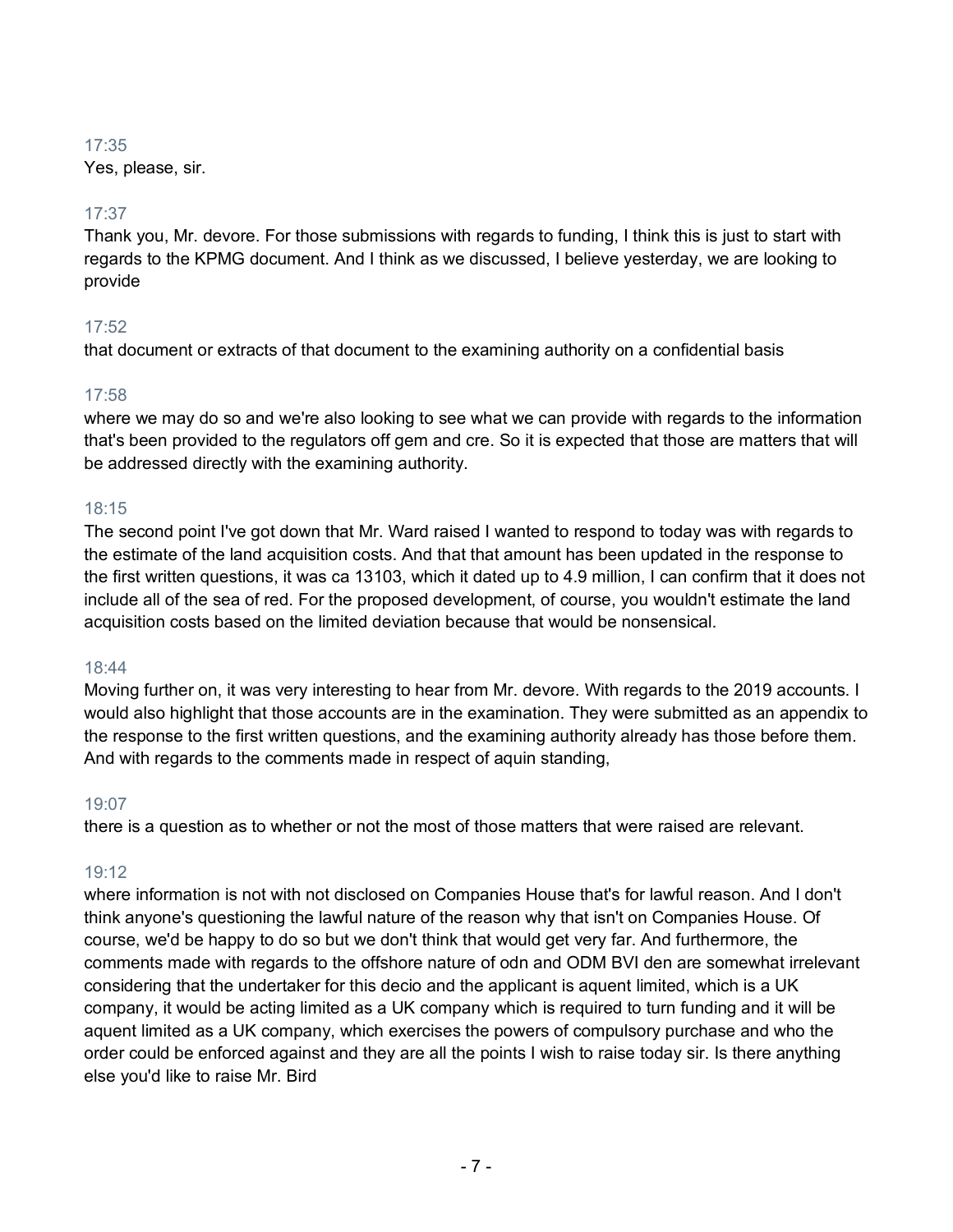17:35
Yes, please, sir.

17:37
Thank you, Mr. devore. For those submissions with regards to funding, I think this is just to start with regards to the KPMG document. And I think as we discussed, I believe yesterday, we are looking to provide

17:52
that document or extracts of that document to the examining authority on a confidential basis

17:58
where we may do so and we're also looking to see what we can provide with regards to the information that's been provided to the regulators off gem and cre. So it is expected that those are matters that will be addressed directly with the examining authority.

18:15
The second point I've got down that Mr. Ward raised I wanted to respond to today was with regards to the estimate of the land acquisition costs. And that that amount has been updated in the response to the first written questions, it was ca 13103, which it dated up to 4.9 million, I can confirm that it does not include all of the sea of red. For the proposed development, of course, you wouldn't estimate the land acquisition costs based on the limited deviation because that would be nonsensical.

18:44
Moving further on, it was very interesting to hear from Mr. devore. With regards to the 2019 accounts. I would also highlight that those accounts are in the examination. They were submitted as an appendix to the response to the first written questions, and the examining authority already has those before them. And with regards to the comments made in respect of aquin standing,

19:07
there is a question as to whether or not the most of those matters that were raised are relevant.

19:12
where information is not with not disclosed on Companies House that's for lawful reason. And I don't think anyone's questioning the lawful nature of the reason why that isn't on Companies House. Of course, we'd be happy to do so but we don't think that would get very far. And furthermore, the comments made with regards to the offshore nature of odn and ODM BVI den are somewhat irrelevant considering that the undertaker for this decio and the applicant is aquent limited, which is a UK company, it would be acting limited as a UK company which is required to turn funding and it will be aquent limited as a UK company, which exercises the powers of compulsory purchase and who the order could be enforced against and they are all the points I wish to raise today sir. Is there anything else you'd like to raise Mr. Bird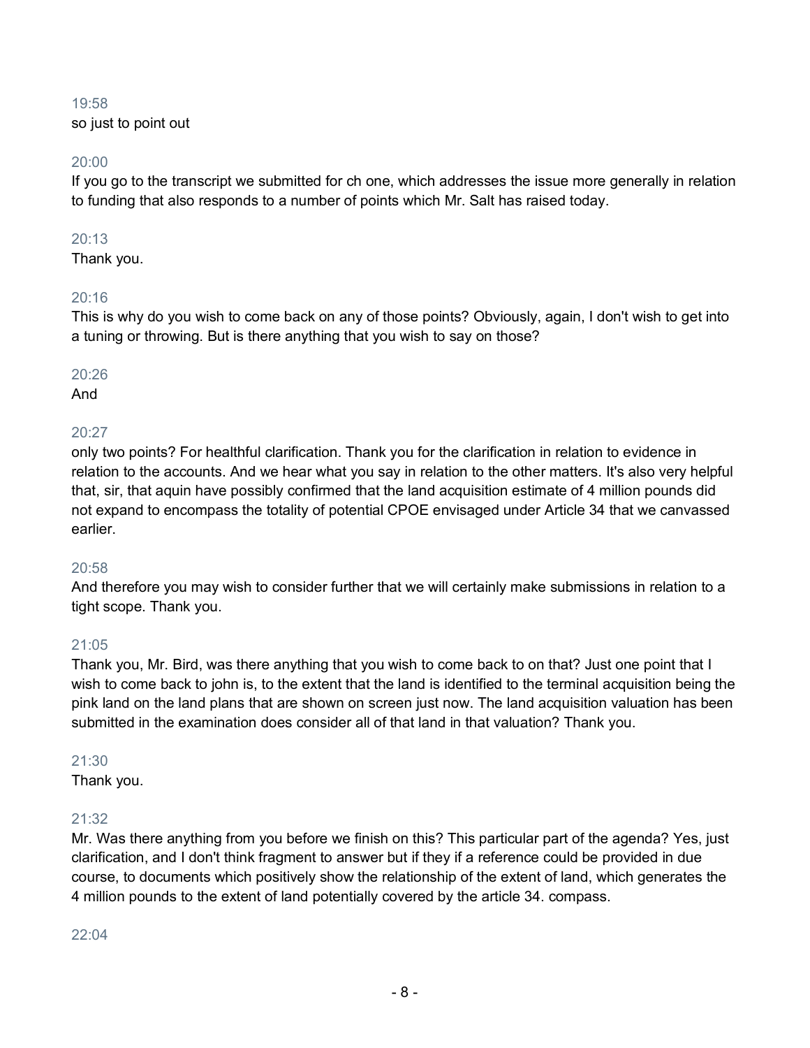19:58
so just to point out

20:00
If you go to the transcript we submitted for ch one, which addresses the issue more generally in relation to funding that also responds to a number of points which Mr. Salt has raised today.

20:13
Thank you.

20:16
This is why do you wish to come back on any of those points? Obviously, again, I don't wish to get into a tuning or throwing. But is there anything that you wish to say on those?

20:26
And

20:27
only two points? For healthful clarification. Thank you for the clarification in relation to evidence in relation to the accounts. And we hear what you say in relation to the other matters. It's also very helpful that, sir, that aquin have possibly confirmed that the land acquisition estimate of 4 million pounds did not expand to encompass the totality of potential CPOE envisaged under Article 34 that we canvassed earlier.

20:58
And therefore you may wish to consider further that we will certainly make submissions in relation to a tight scope. Thank you.

21:05
Thank you, Mr. Bird, was there anything that you wish to come back to on that? Just one point that I wish to come back to john is, to the extent that the land is identified to the terminal acquisition being the pink land on the land plans that are shown on screen just now. The land acquisition valuation has been submitted in the examination does consider all of that land in that valuation? Thank you.

21:30
Thank you.

21:32
Mr. Was there anything from you before we finish on this? This particular part of the agenda? Yes, just clarification, and I don't think fragment to answer but if they if a reference could be provided in due course, to documents which positively show the relationship of the extent of land, which generates the 4 million pounds to the extent of land potentially covered by the article 34. compass.

22:04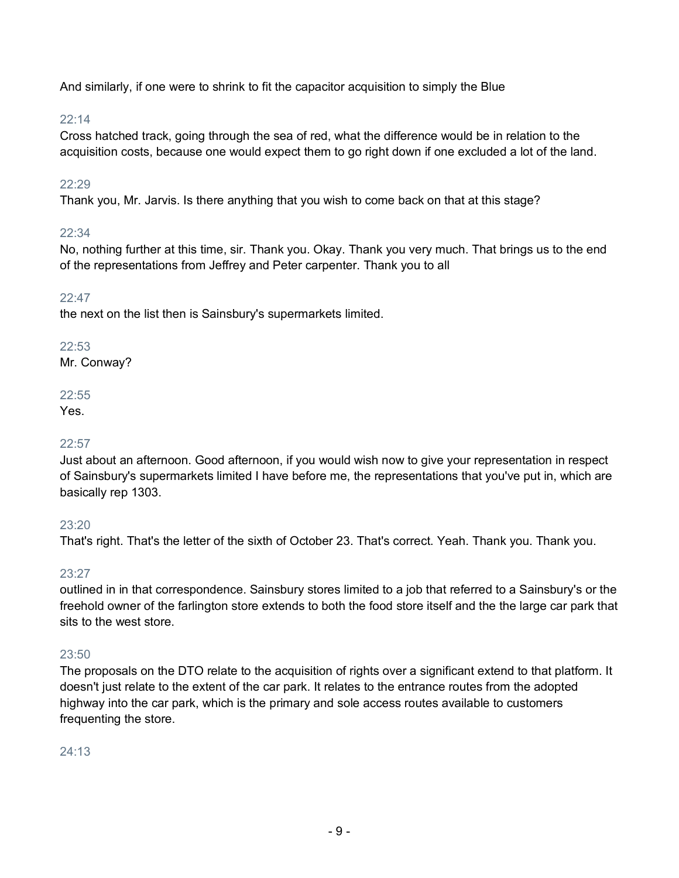And similarly, if one were to shrink to fit the capacitor acquisition to simply the Blue

22:14
Cross hatched track, going through the sea of red, what the difference would be in relation to the acquisition costs, because one would expect them to go right down if one excluded a lot of the land.

22:29
Thank you, Mr. Jarvis. Is there anything that you wish to come back on that at this stage?

22:34
No, nothing further at this time, sir. Thank you. Okay. Thank you very much. That brings us to the end of the representations from Jeffrey and Peter carpenter. Thank you to all

22:47
the next on the list then is Sainsbury's supermarkets limited.

22:53
Mr. Conway?

22:55
Yes.

22:57
Just about an afternoon. Good afternoon, if you would wish now to give your representation in respect of Sainsbury's supermarkets limited I have before me, the representations that you've put in, which are basically rep 1303.

23:20
That's right. That's the letter of the sixth of October 23. That's correct. Yeah. Thank you. Thank you.

23:27
outlined in in that correspondence. Sainsbury stores limited to a job that referred to a Sainsbury's or the freehold owner of the farlington store extends to both the food store itself and the the large car park that sits to the west store.

23:50
The proposals on the DTO relate to the acquisition of rights over a significant extend to that platform. It doesn't just relate to the extent of the car park. It relates to the entrance routes from the adopted highway into the car park, which is the primary and sole access routes available to customers frequenting the store.

24:13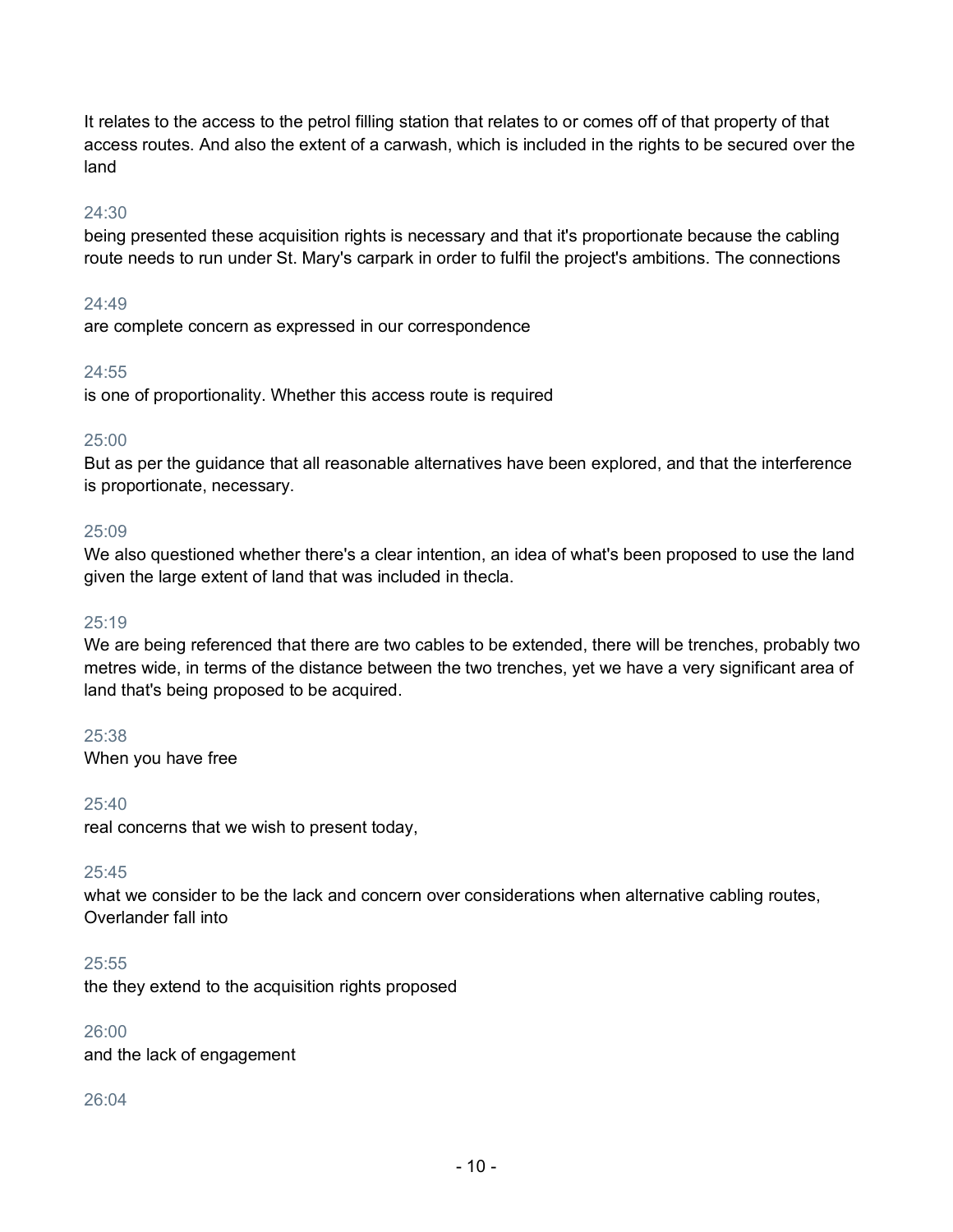It relates to the access to the petrol filling station that relates to or comes off of that property of that access routes. And also the extent of a carwash, which is included in the rights to be secured over the land

24:30
being presented these acquisition rights is necessary and that it's proportionate because the cabling route needs to run under St. Mary's carpark in order to fulfil the project's ambitions. The connections

24:49
are complete concern as expressed in our correspondence

24:55
is one of proportionality. Whether this access route is required

25:00
But as per the guidance that all reasonable alternatives have been explored, and that the interference is proportionate, necessary.

25:09
We also questioned whether there's a clear intention, an idea of what's been proposed to use the land given the large extent of land that was included in thecla.

25:19
We are being referenced that there are two cables to be extended, there will be trenches, probably two metres wide, in terms of the distance between the two trenches, yet we have a very significant area of land that's being proposed to be acquired.

25:38
When you have free

25:40
real concerns that we wish to present today,

25:45
what we consider to be the lack and concern over considerations when alternative cabling routes, Overlander fall into

25:55
the they extend to the acquisition rights proposed

26:00
and the lack of engagement

26:04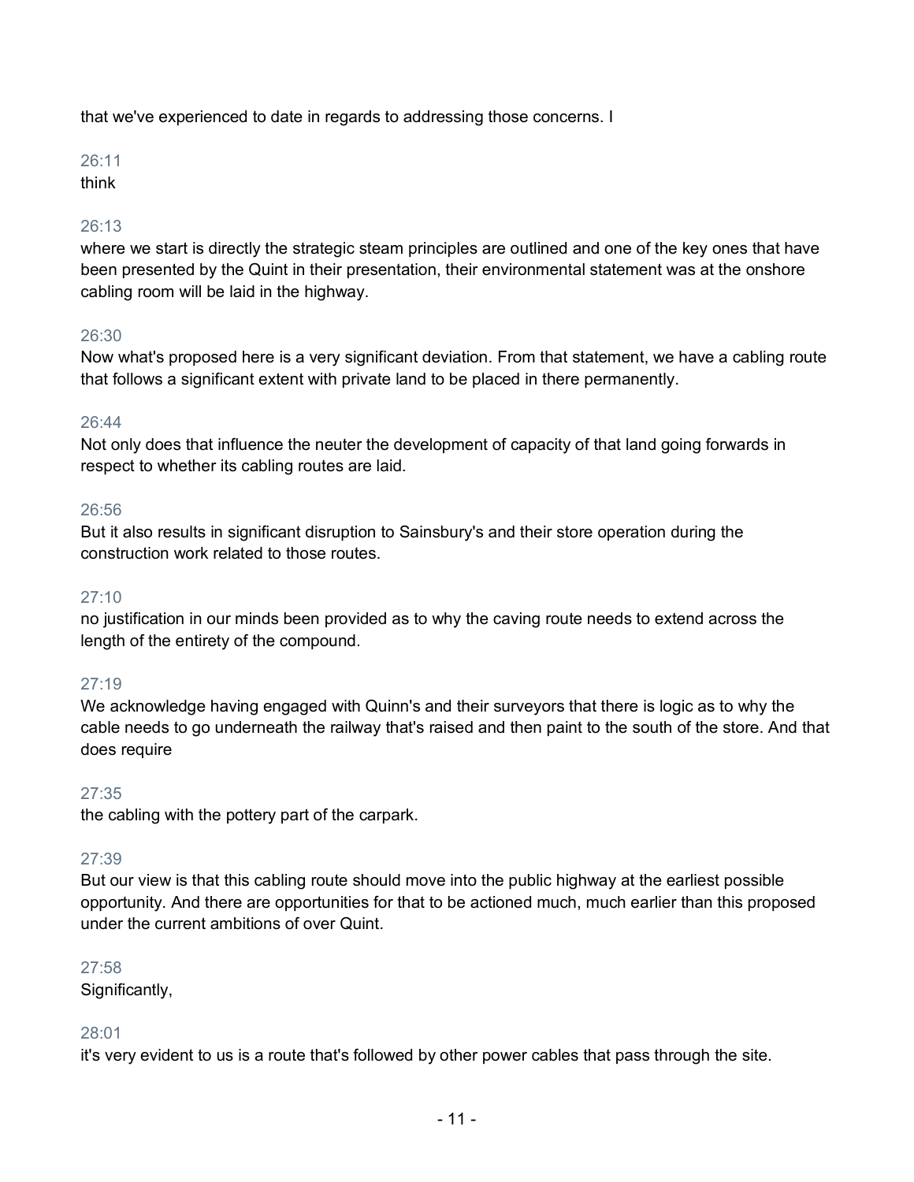that we've experienced to date in regards to addressing those concerns. I

26:11
think

26:13
where we start is directly the strategic steam principles are outlined and one of the key ones that have been presented by the Quint in their presentation, their environmental statement was at the onshore cabling room will be laid in the highway.

26:30
Now what's proposed here is a very significant deviation. From that statement, we have a cabling route that follows a significant extent with private land to be placed in there permanently.

26:44
Not only does that influence the neuter the development of capacity of that land going forwards in respect to whether its cabling routes are laid.

26:56
But it also results in significant disruption to Sainsbury's and their store operation during the construction work related to those routes.

27:10
no justification in our minds been provided as to why the caving route needs to extend across the length of the entirety of the compound.

27:19
We acknowledge having engaged with Quinn's and their surveyors that there is logic as to why the cable needs to go underneath the railway that's raised and then paint to the south of the store. And that does require

27:35
the cabling with the pottery part of the carpark.

27:39
But our view is that this cabling route should move into the public highway at the earliest possible opportunity. And there are opportunities for that to be actioned much, much earlier than this proposed under the current ambitions of over Quint.

27:58
Significantly,

28:01
it's very evident to us is a route that's followed by other power cables that pass through the site.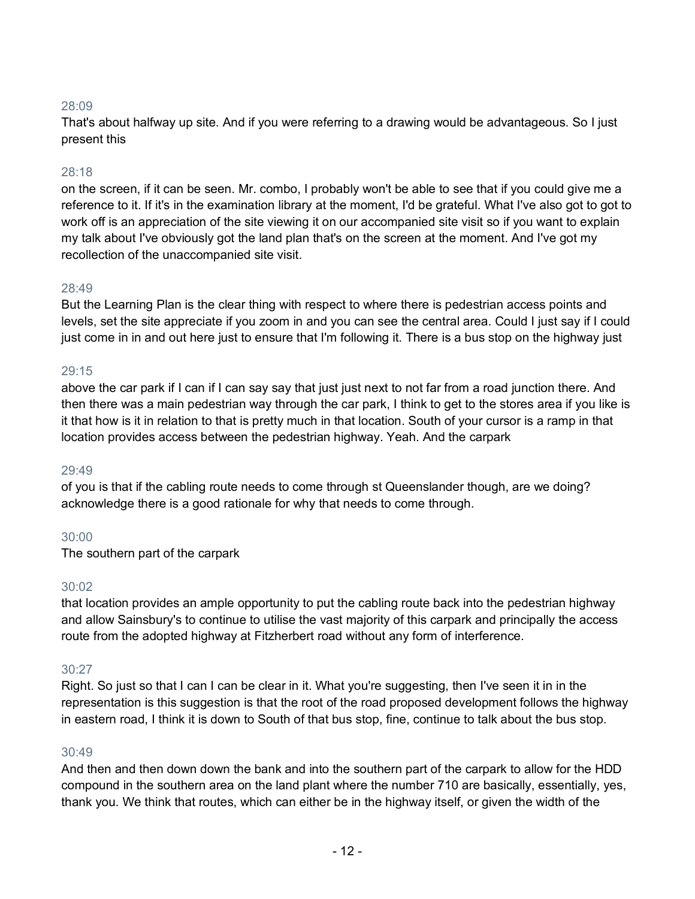28:09

That's about halfway up site. And if you were referring to a drawing would be advantageous. So I just present this

28:18

on the screen, if it can be seen. Mr. combo, I probably won't be able to see that if you could give me a reference to it. If it's in the examination library at the moment, I'd be grateful. What I've also got to got to work off is an appreciation of the site viewing it on our accompanied site visit so if you want to explain my talk about I've obviously got the land plan that's on the screen at the moment. And I've got my recollection of the unaccompanied site visit.

28:49

But the Learning Plan is the clear thing with respect to where there is pedestrian access points and levels, set the site appreciate if you zoom in and you can see the central area. Could I just say if I could just come in in and out here just to ensure that I'm following it. There is a bus stop on the highway just

29:15

above the car park if I can if I can say say that just just next to not far from a road junction there. And then there was a main pedestrian way through the car park, I think to get to the stores area if you like is it that how is it in relation to that is pretty much in that location. South of your cursor is a ramp in that location provides access between the pedestrian highway. Yeah. And the carpark

29:49

of you is that if the cabling route needs to come through st Queenslander though, are we doing? acknowledge there is a good rationale for why that needs to come through.

30:00

The southern part of the carpark

30:02

that location provides an ample opportunity to put the cabling route back into the pedestrian highway and allow Sainsbury's to continue to utilise the vast majority of this carpark and principally the access route from the adopted highway at Fitzherbert road without any form of interference.

30:27

Right. So just so that I can I can be clear in it. What you're suggesting, then I've seen it in in the representation is this suggestion is that the root of the road proposed development follows the highway in eastern road, I think it is down to South of that bus stop, fine, continue to talk about the bus stop.

30:49

And then and then down down the bank and into the southern part of the carpark to allow for the HDD compound in the southern area on the land plant where the number 710 are basically, essentially, yes, thank you. We think that routes, which can either be in the highway itself, or given the width of the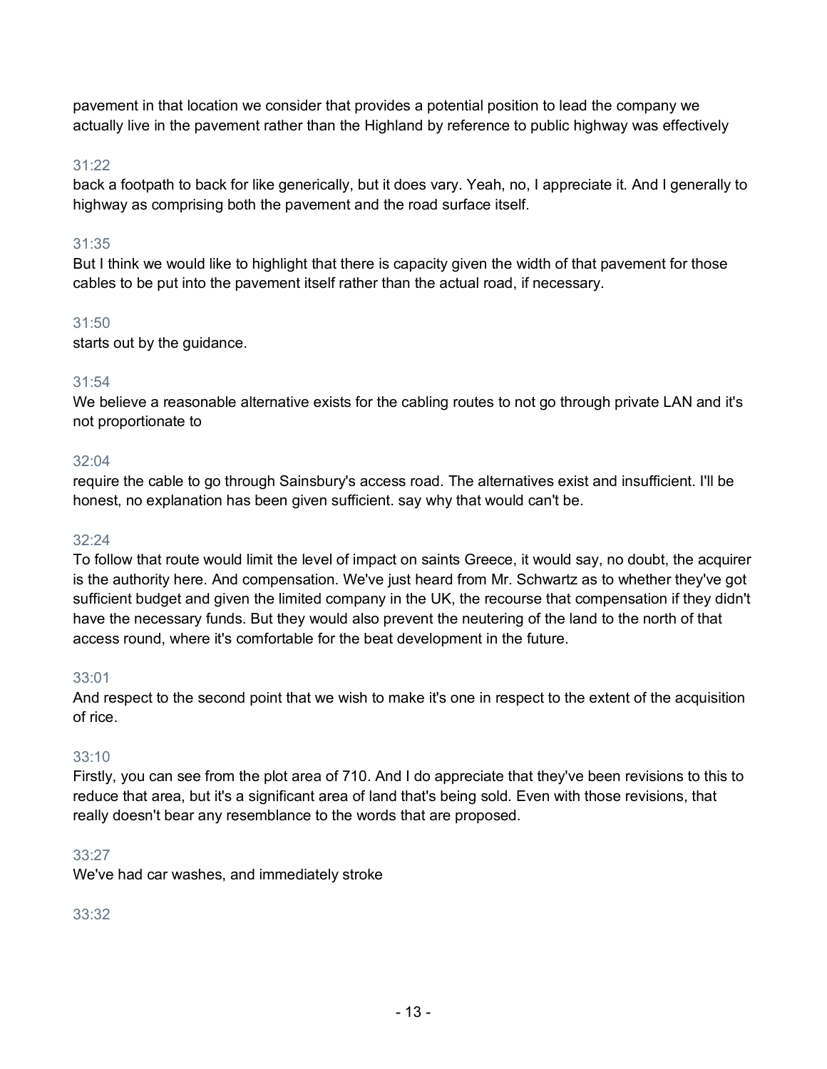pavement in that location we consider that provides a potential position to lead the company we actually live in the pavement rather than the Highland by reference to public highway was effectively

31:22

back a footpath to back for like generically, but it does vary. Yeah, no, I appreciate it. And I generally to highway as comprising both the pavement and the road surface itself.

31:35

But I think we would like to highlight that there is capacity given the width of that pavement for those cables to be put into the pavement itself rather than the actual road, if necessary.

31:50

starts out by the guidance.

31:54

We believe a reasonable alternative exists for the cabling routes to not go through private LAN and it's not proportionate to

32:04

require the cable to go through Sainsbury's access road. The alternatives exist and insufficient. I'll be honest, no explanation has been given sufficient. say why that would can't be.

32:24

To follow that route would limit the level of impact on saints Greece, it would say, no doubt, the acquirer is the authority here. And compensation. We've just heard from Mr. Schwartz as to whether they've got sufficient budget and given the limited company in the UK, the recourse that compensation if they didn't have the necessary funds. But they would also prevent the neutering of the land to the north of that access round, where it's comfortable for the beat development in the future.

33:01

And respect to the second point that we wish to make it's one in respect to the extent of the acquisition of rice.

33:10

Firstly, you can see from the plot area of 710. And I do appreciate that they've been revisions to this to reduce that area, but it's a significant area of land that's being sold. Even with those revisions, that really doesn't bear any resemblance to the words that are proposed.

33:27

We've had car washes, and immediately stroke

33:32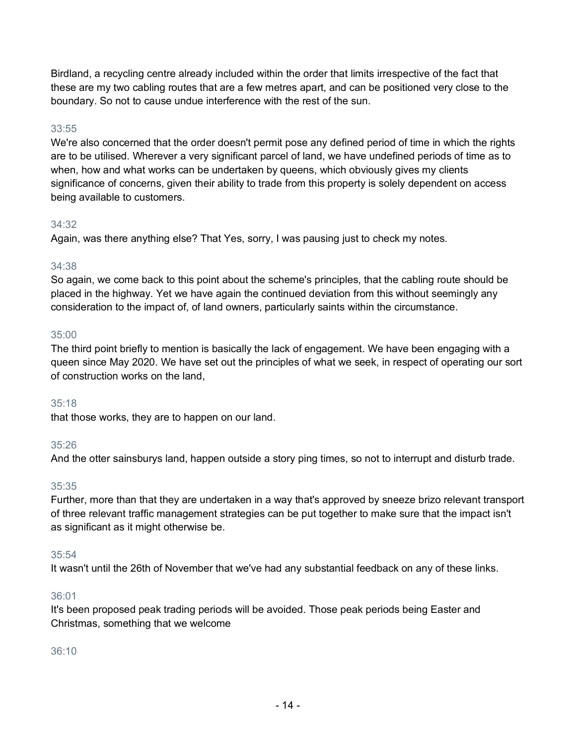Birdland, a recycling centre already included within the order that limits irrespective of the fact that these are my two cabling routes that are a few metres apart, and can be positioned very close to the boundary. So not to cause undue interference with the rest of the sun.

33:55

We're also concerned that the order doesn't permit pose any defined period of time in which the rights are to be utilised. Wherever a very significant parcel of land, we have undefined periods of time as to when, how and what works can be undertaken by queens, which obviously gives my clients significance of concerns, given their ability to trade from this property is solely dependent on access being available to customers.

34:32

Again, was there anything else? That Yes, sorry, I was pausing just to check my notes.

34:38

So again, we come back to this point about the scheme's principles, that the cabling route should be placed in the highway. Yet we have again the continued deviation from this without seemingly any consideration to the impact of, of land owners, particularly saints within the circumstance.

35:00

The third point briefly to mention is basically the lack of engagement. We have been engaging with a queen since May 2020. We have set out the principles of what we seek, in respect of operating our sort of construction works on the land,

35:18

that those works, they are to happen on our land.

35:26

And the otter sainsburys land, happen outside a story ping times, so not to interrupt and disturb trade.

35:35

Further, more than that they are undertaken in a way that's approved by sneeze brizo relevant transport of three relevant traffic management strategies can be put together to make sure that the impact isn't as significant as it might otherwise be.

35:54

It wasn't until the 26th of November that we've had any substantial feedback on any of these links.

36:01

It's been proposed peak trading periods will be avoided. Those peak periods being Easter and Christmas, something that we welcome

36:10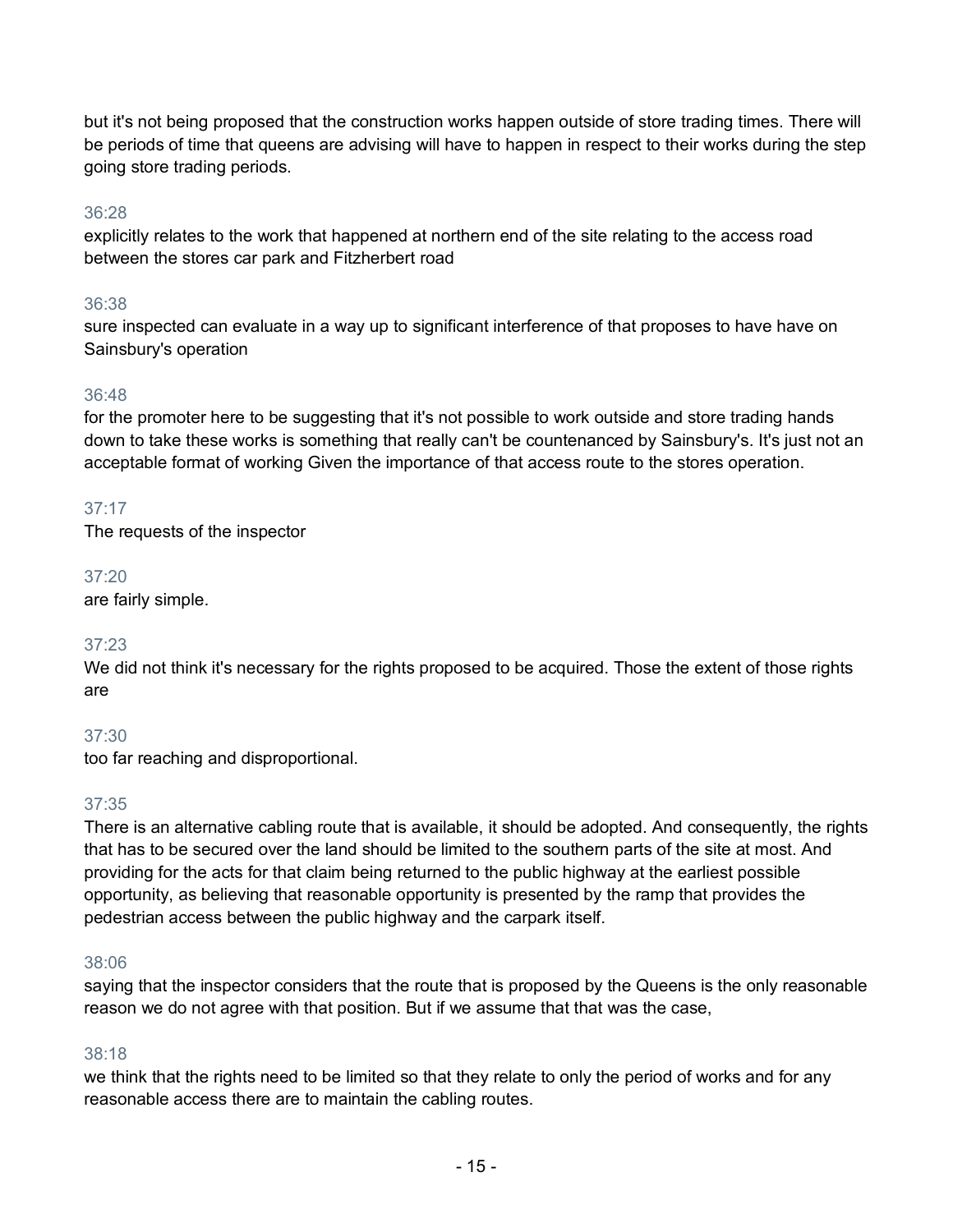but it's not being proposed that the construction works happen outside of store trading times. There will be periods of time that queens are advising will have to happen in respect to their works during the step going store trading periods.

36:28
explicitly relates to the work that happened at northern end of the site relating to the access road between the stores car park and Fitzherbert road

36:38
sure inspected can evaluate in a way up to significant interference of that proposes to have have on Sainsbury's operation

36:48
for the promoter here to be suggesting that it's not possible to work outside and store trading hands down to take these works is something that really can't be countenanced by Sainsbury's. It's just not an acceptable format of working Given the importance of that access route to the stores operation.

37:17
The requests of the inspector

37:20
are fairly simple.

37:23
We did not think it's necessary for the rights proposed to be acquired. Those the extent of those rights are

37:30
too far reaching and disproportional.

37:35
There is an alternative cabling route that is available, it should be adopted. And consequently, the rights that has to be secured over the land should be limited to the southern parts of the site at most. And providing for the acts for that claim being returned to the public highway at the earliest possible opportunity, as believing that reasonable opportunity is presented by the ramp that provides the pedestrian access between the public highway and the carpark itself.

38:06
saying that the inspector considers that the route that is proposed by the Queens is the only reasonable reason we do not agree with that position. But if we assume that that was the case,

38:18
we think that the rights need to be limited so that they relate to only the period of works and for any reasonable access there are to maintain the cabling routes.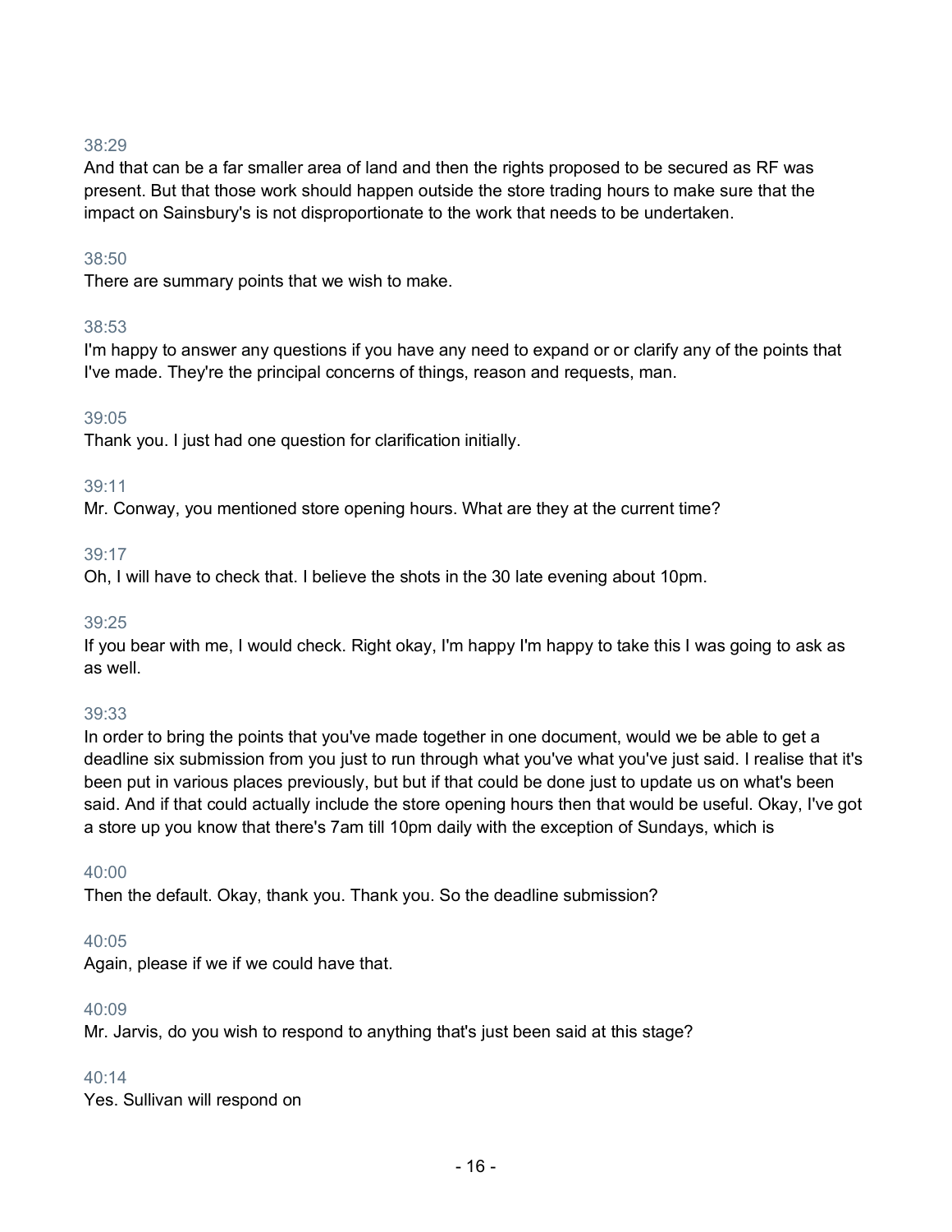38:29
And that can be a far smaller area of land and then the rights proposed to be secured as RF was present. But that those work should happen outside the store trading hours to make sure that the impact on Sainsbury's is not disproportionate to the work that needs to be undertaken.

38:50
There are summary points that we wish to make.

38:53
I'm happy to answer any questions if you have any need to expand or or clarify any of the points that I've made. They're the principal concerns of things, reason and requests, man.

39:05
Thank you. I just had one question for clarification initially.

39:11
Mr. Conway, you mentioned store opening hours. What are they at the current time?

39:17
Oh, I will have to check that. I believe the shots in the 30 late evening about 10pm.

39:25
If you bear with me, I would check. Right okay, I'm happy I'm happy to take this I was going to ask as as well.

39:33
In order to bring the points that you've made together in one document, would we be able to get a deadline six submission from you just to run through what you've what you've just said. I realise that it's been put in various places previously, but but if that could be done just to update us on what's been said. And if that could actually include the store opening hours then that would be useful. Okay, I've got a store up you know that there's 7am till 10pm daily with the exception of Sundays, which is

40:00
Then the default. Okay, thank you. Thank you. So the deadline submission?

40:05
Again, please if we if we could have that.

40:09
Mr. Jarvis, do you wish to respond to anything that's just been said at this stage?

40:14
Yes. Sullivan will respond on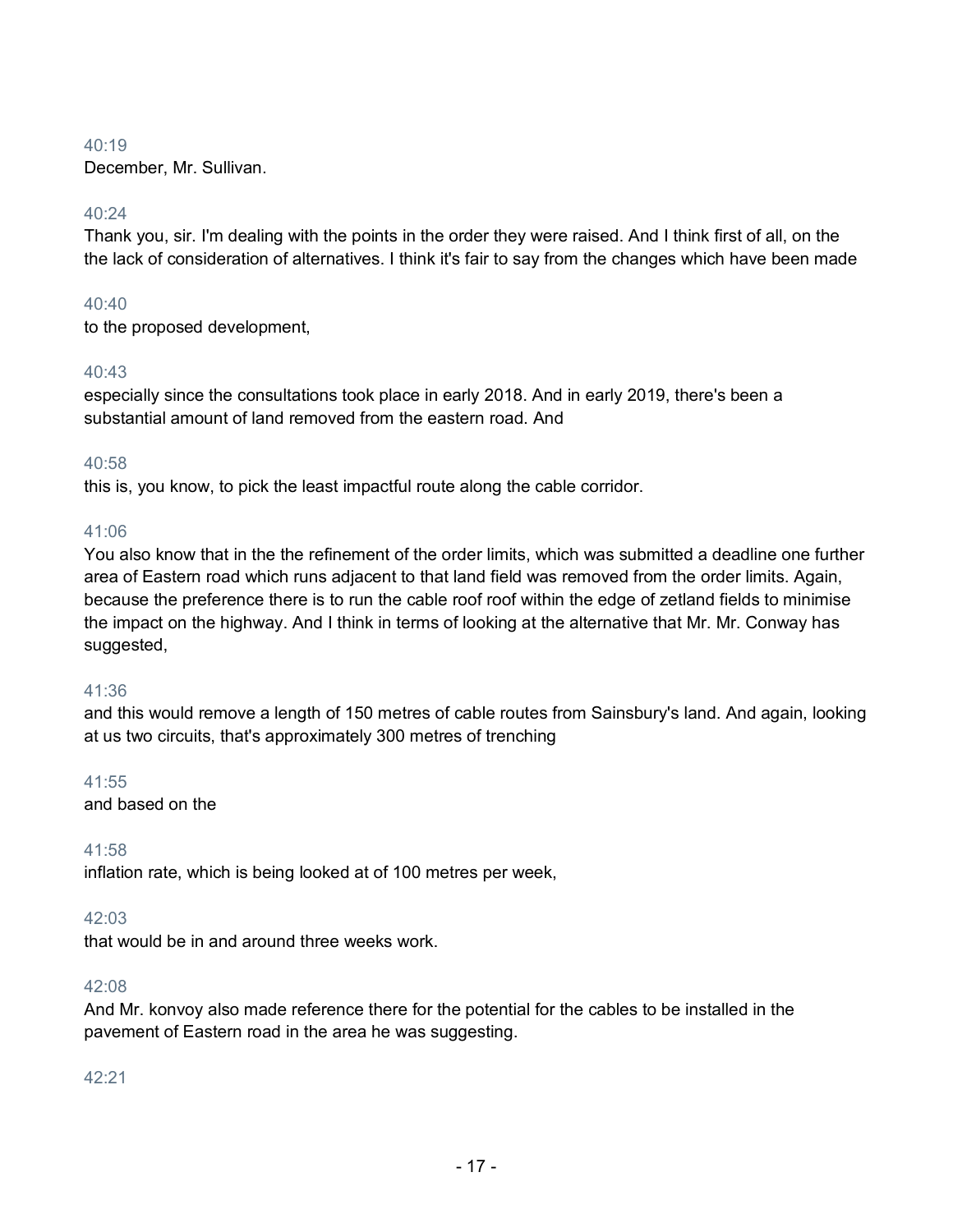40:19
December, Mr. Sullivan.

40:24
Thank you, sir. I'm dealing with the points in the order they were raised. And I think first of all, on the the lack of consideration of alternatives. I think it's fair to say from the changes which have been made

40:40
to the proposed development,

40:43
especially since the consultations took place in early 2018. And in early 2019, there's been a substantial amount of land removed from the eastern road. And

40:58
this is, you know, to pick the least impactful route along the cable corridor.

41:06
You also know that in the the refinement of the order limits, which was submitted a deadline one further area of Eastern road which runs adjacent to that land field was removed from the order limits. Again, because the preference there is to run the cable roof roof within the edge of zetland fields to minimise the impact on the highway. And I think in terms of looking at the alternative that Mr. Mr. Conway has suggested,

41:36
and this would remove a length of 150 metres of cable routes from Sainsbury's land. And again, looking at us two circuits, that's approximately 300 metres of trenching

41:55
and based on the

41:58
inflation rate, which is being looked at of 100 metres per week,

42:03
that would be in and around three weeks work.

42:08
And Mr. konvoy also made reference there for the potential for the cables to be installed in the pavement of Eastern road in the area he was suggesting.

42:21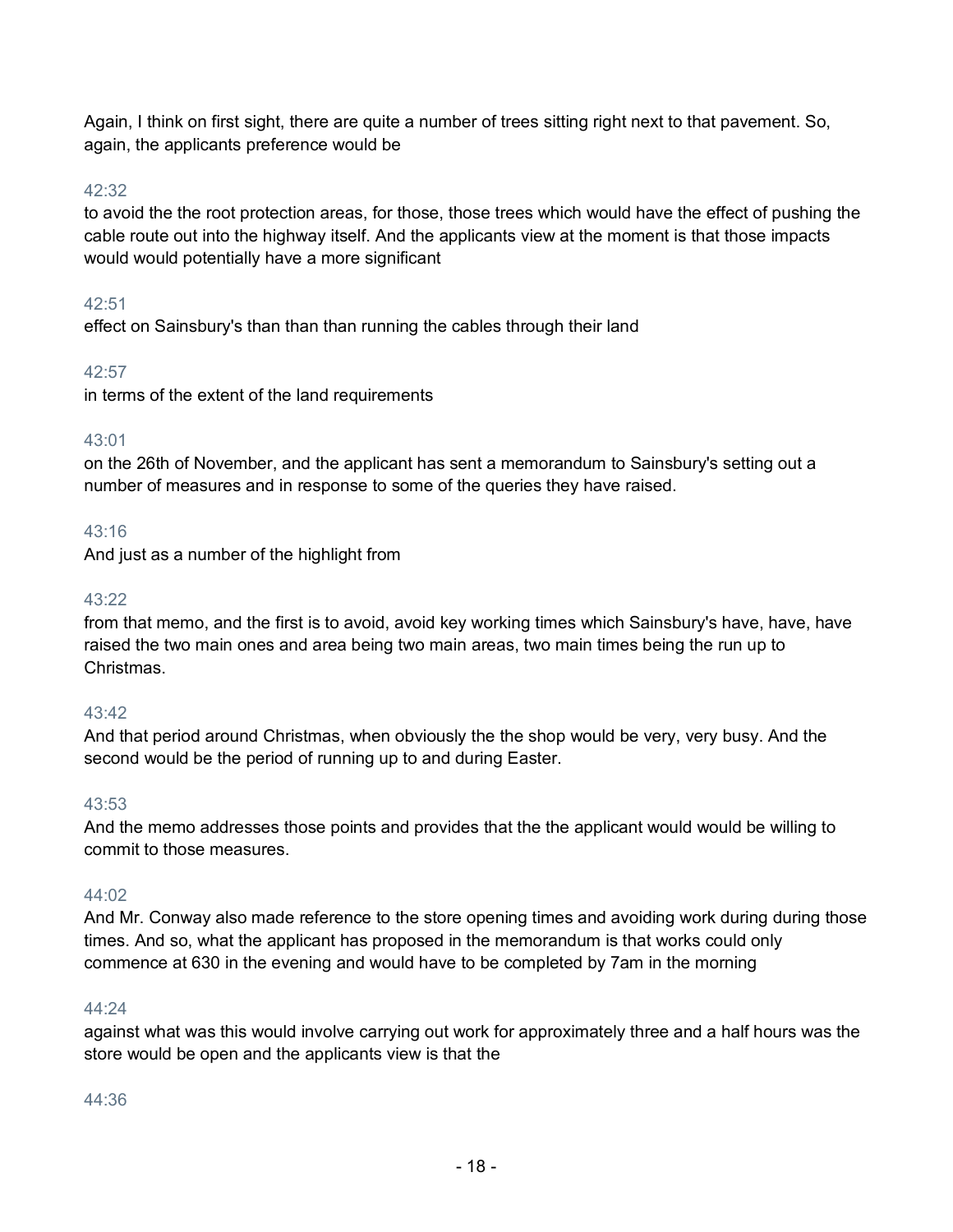Again, I think on first sight, there are quite a number of trees sitting right next to that pavement. So, again, the applicants preference would be

42:32

to avoid the the root protection areas, for those, those trees which would have the effect of pushing the cable route out into the highway itself. And the applicants view at the moment is that those impacts would would potentially have a more significant

42:51

effect on Sainsbury's than than than running the cables through their land

42:57

in terms of the extent of the land requirements

43:01

on the 26th of November, and the applicant has sent a memorandum to Sainsbury's setting out a number of measures and in response to some of the queries they have raised.

43:16

And just as a number of the highlight from

43:22

from that memo, and the first is to avoid, avoid key working times which Sainsbury's have, have, have raised the two main ones and area being two main areas, two main times being the run up to Christmas.

43:42

And that period around Christmas, when obviously the the shop would be very, very busy. And the second would be the period of running up to and during Easter.

43:53

And the memo addresses those points and provides that the the applicant would would be willing to commit to those measures.

44:02

And Mr. Conway also made reference to the store opening times and avoiding work during during those times. And so, what the applicant has proposed in the memorandum is that works could only commence at 630 in the evening and would have to be completed by 7am in the morning

44:24

against what was this would involve carrying out work for approximately three and a half hours was the store would be open and the applicants view is that the

44:36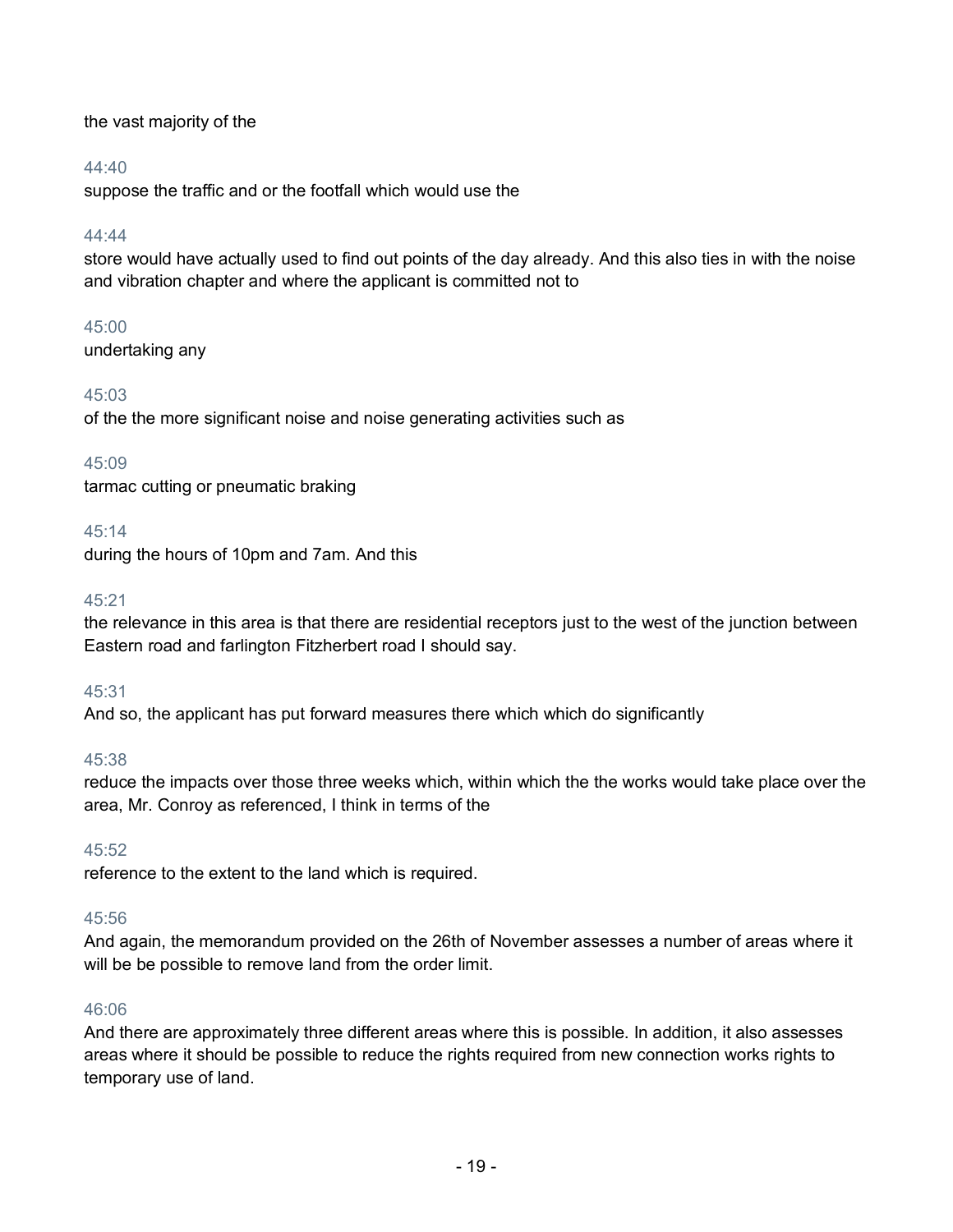the vast majority of the

44:40
suppose the traffic and or the footfall which would use the

44:44
store would have actually used to find out points of the day already. And this also ties in with the noise and vibration chapter and where the applicant is committed not to

45:00
undertaking any

45:03
of the the more significant noise and noise generating activities such as

45:09
tarmac cutting or pneumatic braking

45:14
during the hours of 10pm and 7am. And this

45:21
the relevance in this area is that there are residential receptors just to the west of the junction between Eastern road and farlington Fitzherbert road I should say.

45:31
And so, the applicant has put forward measures there which which do significantly

45:38
reduce the impacts over those three weeks which, within which the the works would take place over the area, Mr. Conroy as referenced, I think in terms of the

45:52
reference to the extent to the land which is required.

45:56
And again, the memorandum provided on the 26th of November assesses a number of areas where it will be be possible to remove land from the order limit.

46:06
And there are approximately three different areas where this is possible. In addition, it also assesses areas where it should be possible to reduce the rights required from new connection works rights to temporary use of land.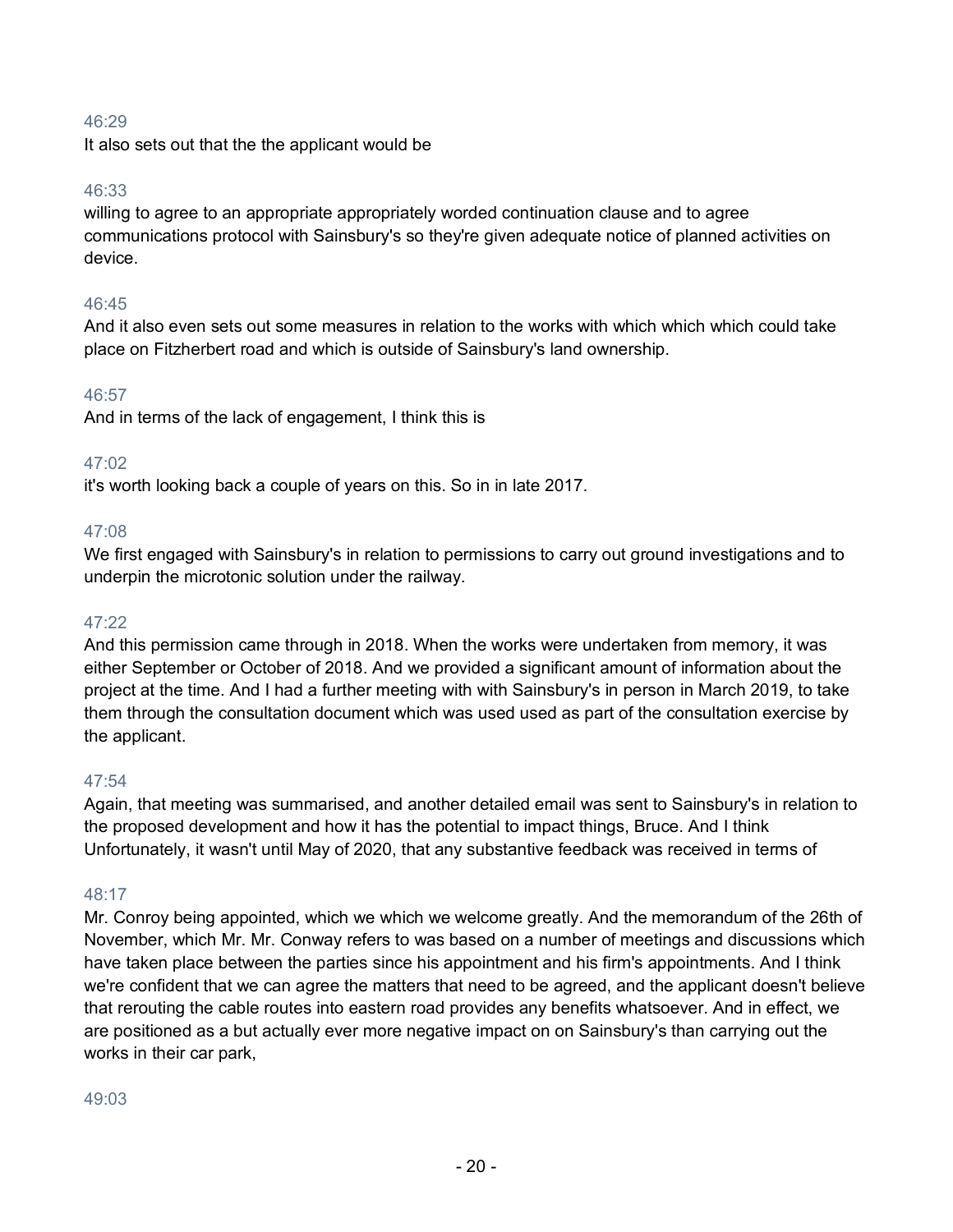46:29
It also sets out that the the applicant would be

46:33
willing to agree to an appropriate appropriately worded continuation clause and to agree communications protocol with Sainsbury's so they're given adequate notice of planned activities on device.

46:45
And it also even sets out some measures in relation to the works with which which which could take place on Fitzherbert road and which is outside of Sainsbury's land ownership.

46:57
And in terms of the lack of engagement, I think this is

47:02
it's worth looking back a couple of years on this. So in in late 2017.

47:08
We first engaged with Sainsbury's in relation to permissions to carry out ground investigations and to underpin the microtonic solution under the railway.

47:22
And this permission came through in 2018. When the works were undertaken from memory, it was either September or October of 2018. And we provided a significant amount of information about the project at the time. And I had a further meeting with with Sainsbury's in person in March 2019, to take them through the consultation document which was used used as part of the consultation exercise by the applicant.

47:54
Again, that meeting was summarised, and another detailed email was sent to Sainsbury's in relation to the proposed development and how it has the potential to impact things, Bruce. And I think Unfortunately, it wasn't until May of 2020, that any substantive feedback was received in terms of

48:17
Mr. Conroy being appointed, which we which we welcome greatly. And the memorandum of the 26th of November, which Mr. Mr. Conway refers to was based on a number of meetings and discussions which have taken place between the parties since his appointment and his firm's appointments. And I think we're confident that we can agree the matters that need to be agreed, and the applicant doesn't believe that rerouting the cable routes into eastern road provides any benefits whatsoever. And in effect, we are positioned as a but actually ever more negative impact on on Sainsbury's than carrying out the works in their car park,

49:03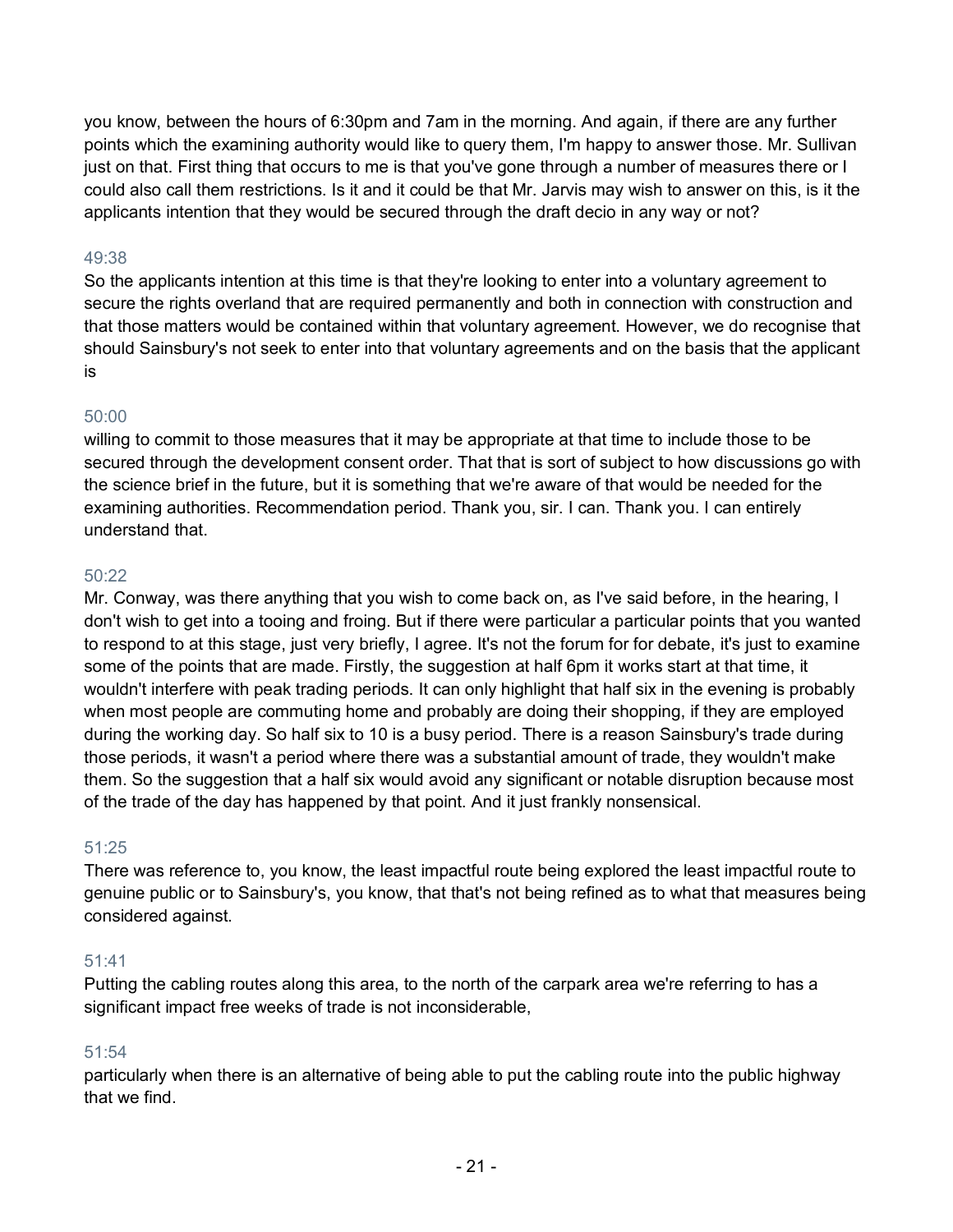you know, between the hours of 6:30pm and 7am in the morning. And again, if there are any further points which the examining authority would like to query them, I'm happy to answer those. Mr. Sullivan just on that. First thing that occurs to me is that you've gone through a number of measures there or I could also call them restrictions. Is it and it could be that Mr. Jarvis may wish to answer on this, is it the applicants intention that they would be secured through the draft decio in any way or not?

49:38

So the applicants intention at this time is that they're looking to enter into a voluntary agreement to secure the rights overland that are required permanently and both in connection with construction and that those matters would be contained within that voluntary agreement. However, we do recognise that should Sainsbury's not seek to enter into that voluntary agreements and on the basis that the applicant is

50:00

willing to commit to those measures that it may be appropriate at that time to include those to be secured through the development consent order. That that is sort of subject to how discussions go with the science brief in the future, but it is something that we're aware of that would be needed for the examining authorities. Recommendation period. Thank you, sir. I can. Thank you. I can entirely understand that.

50:22

Mr. Conway, was there anything that you wish to come back on, as I've said before, in the hearing, I don't wish to get into a tooing and froing. But if there were particular a particular points that you wanted to respond to at this stage, just very briefly, I agree. It's not the forum for for debate, it's just to examine some of the points that are made. Firstly, the suggestion at half 6pm it works start at that time, it wouldn't interfere with peak trading periods. It can only highlight that half six in the evening is probably when most people are commuting home and probably are doing their shopping, if they are employed during the working day. So half six to 10 is a busy period. There is a reason Sainsbury's trade during those periods, it wasn't a period where there was a substantial amount of trade, they wouldn't make them. So the suggestion that a half six would avoid any significant or notable disruption because most of the trade of the day has happened by that point. And it just frankly nonsensical.

51:25

There was reference to, you know, the least impactful route being explored the least impactful route to genuine public or to Sainsbury's, you know, that that's not being refined as to what that measures being considered against.

51:41

Putting the cabling routes along this area, to the north of the carpark area we're referring to has a significant impact free weeks of trade is not inconsiderable,

51:54

particularly when there is an alternative of being able to put the cabling route into the public highway that we find.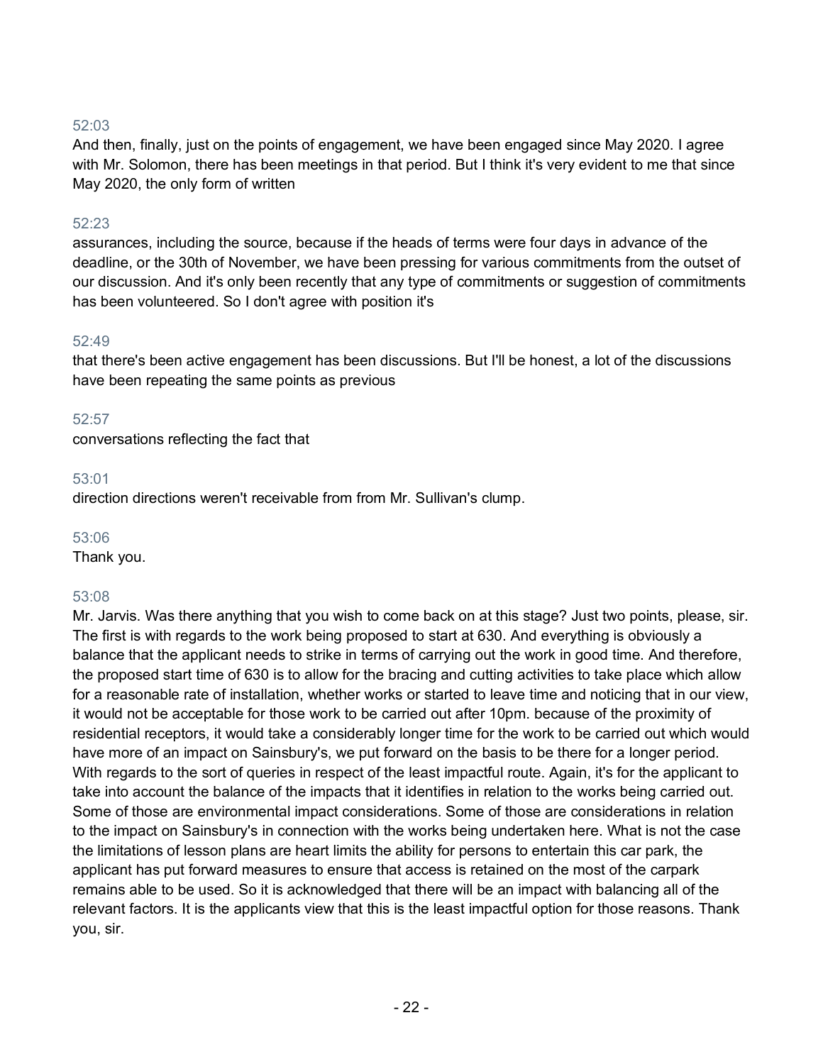52:03
And then, finally, just on the points of engagement, we have been engaged since May 2020. I agree with Mr. Solomon, there has been meetings in that period. But I think it's very evident to me that since May 2020, the only form of written

52:23
assurances, including the source, because if the heads of terms were four days in advance of the deadline, or the 30th of November, we have been pressing for various commitments from the outset of our discussion. And it's only been recently that any type of commitments or suggestion of commitments has been volunteered. So I don't agree with position it's

52:49
that there's been active engagement has been discussions. But I'll be honest, a lot of the discussions have been repeating the same points as previous

52:57
conversations reflecting the fact that

53:01
direction directions weren't receivable from from Mr. Sullivan's clump.

53:06
Thank you.

53:08
Mr. Jarvis. Was there anything that you wish to come back on at this stage? Just two points, please, sir. The first is with regards to the work being proposed to start at 630. And everything is obviously a balance that the applicant needs to strike in terms of carrying out the work in good time. And therefore, the proposed start time of 630 is to allow for the bracing and cutting activities to take place which allow for a reasonable rate of installation, whether works or started to leave time and noticing that in our view, it would not be acceptable for those work to be carried out after 10pm. because of the proximity of residential receptors, it would take a considerably longer time for the work to be carried out which would have more of an impact on Sainsbury's, we put forward on the basis to be there for a longer period. With regards to the sort of queries in respect of the least impactful route. Again, it's for the applicant to take into account the balance of the impacts that it identifies in relation to the works being carried out. Some of those are environmental impact considerations. Some of those are considerations in relation to the impact on Sainsbury's in connection with the works being undertaken here. What is not the case the limitations of lesson plans are heart limits the ability for persons to entertain this car park, the applicant has put forward measures to ensure that access is retained on the most of the carpark remains able to be used. So it is acknowledged that there will be an impact with balancing all of the relevant factors. It is the applicants view that this is the least impactful option for those reasons. Thank you, sir.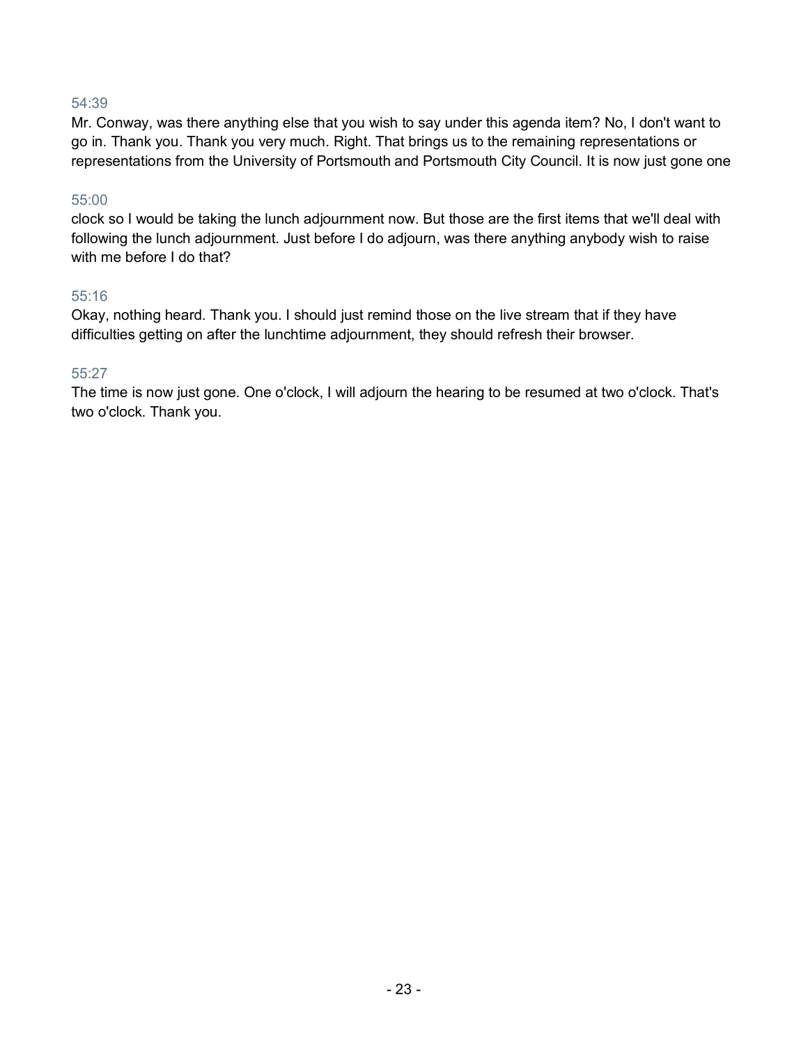54:39

Mr. Conway, was there anything else that you wish to say under this agenda item? No, I don't want to go in. Thank you. Thank you very much. Right. That brings us to the remaining representations or representations from the University of Portsmouth and Portsmouth City Council. It is now just gone one

55:00

clock so I would be taking the lunch adjournment now. But those are the first items that we'll deal with following the lunch adjournment. Just before I do adjourn, was there anything anybody wish to raise with me before I do that?

55:16

Okay, nothing heard. Thank you. I should just remind those on the live stream that if they have difficulties getting on after the lunchtime adjournment, they should refresh their browser.

55:27

The time is now just gone. One o'clock, I will adjourn the hearing to be resumed at two o'clock. That's two o'clock. Thank you.